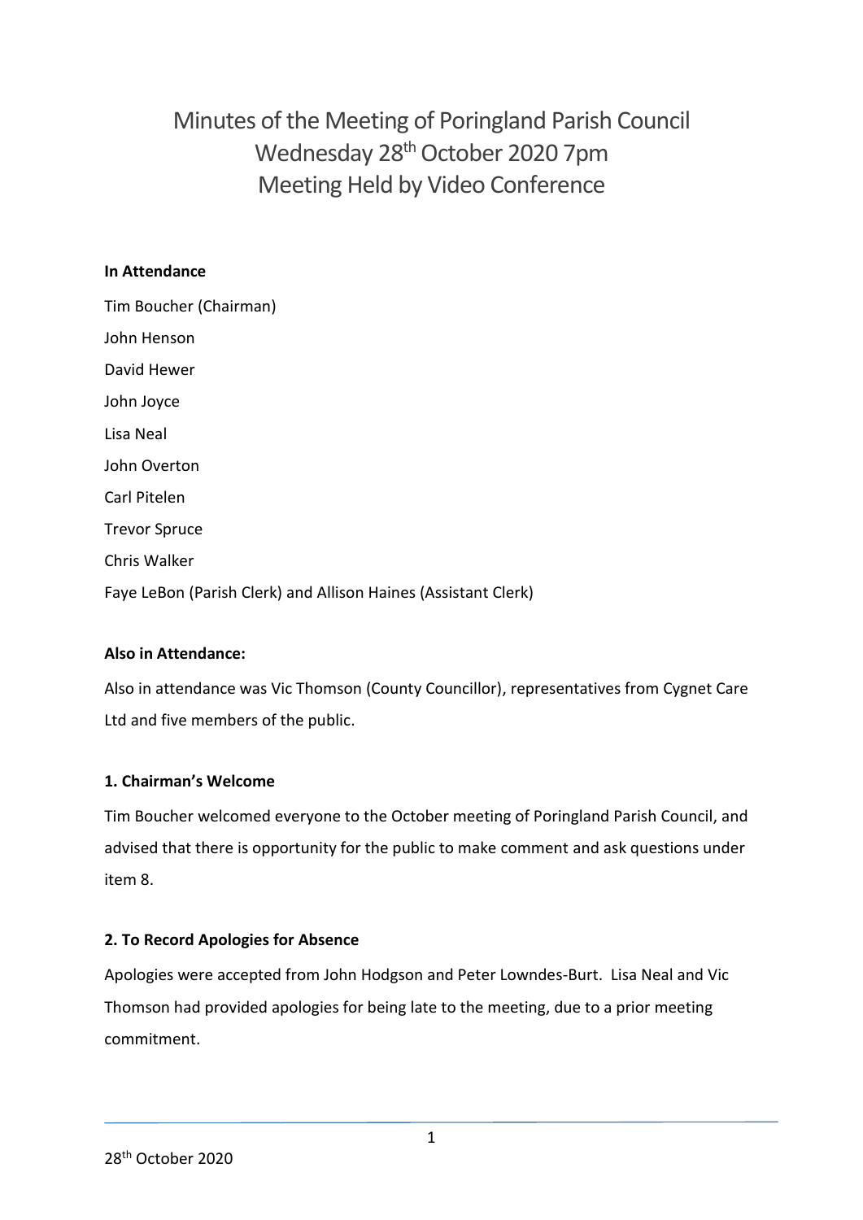# Minutes of the Meeting of Poringland Parish Council
# Wednesday 28th October 2020 7pm
# Meeting Held by Video Conference

**In Attendance**

Tim Boucher (Chairman)

John Henson

David Hewer

John Joyce

Lisa Neal

John Overton

Carl Pitelen

Trevor Spruce

Chris Walker

Faye LeBon (Parish Clerk) and Allison Haines (Assistant Clerk)

**Also in Attendance:**

Also in attendance was Vic Thomson (County Councillor), representatives from Cygnet Care Ltd and five members of the public.

**1. Chairman's Welcome**

Tim Boucher welcomed everyone to the October meeting of Poringland Parish Council, and advised that there is opportunity for the public to make comment and ask questions under item 8.

**2. To Record Apologies for Absence**

Apologies were accepted from John Hodgson and Peter Lowndes-Burt. Lisa Neal and Vic Thomson had provided apologies for being late to the meeting, due to a prior meeting commitment.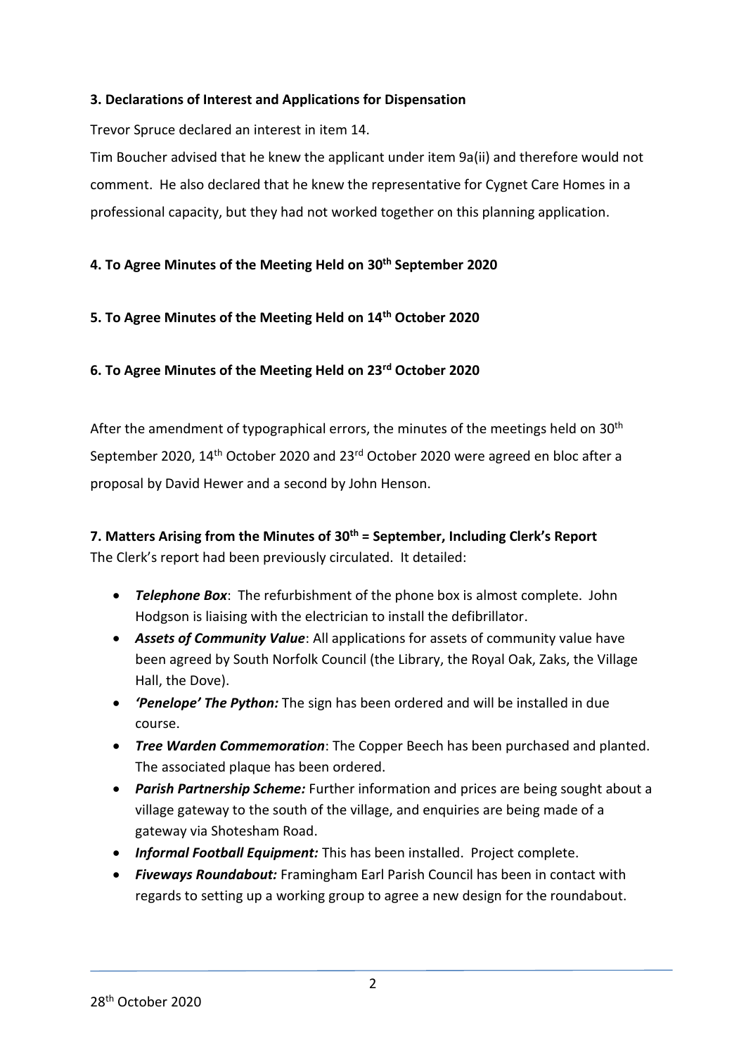**3. Declarations of Interest and Applications for Dispensation**

Trevor Spruce declared an interest in item 14.

Tim Boucher advised that he knew the applicant under item 9a(ii) and therefore would not comment. He also declared that he knew the representative for Cygnet Care Homes in a professional capacity, but they had not worked together on this planning application.

**4. To Agree Minutes of the Meeting Held on 30th September 2020**

**5. To Agree Minutes of the Meeting Held on 14th October 2020**

**6. To Agree Minutes of the Meeting Held on 23rd October 2020**

After the amendment of typographical errors, the minutes of the meetings held on 30th September 2020, 14th October 2020 and 23rd October 2020 were agreed en bloc after a proposal by David Hewer and a second by John Henson.

**7. Matters Arising from the Minutes of 30th = September, Including Clerk's Report**

The Clerk's report had been previously circulated. It detailed:

- ***Telephone Box***: The refurbishment of the phone box is almost complete. John Hodgson is liaising with the electrician to install the defibrillator.
- ***Assets of Community Value***: All applications for assets of community value have been agreed by South Norfolk Council (the Library, the Royal Oak, Zaks, the Village Hall, the Dove).
- ***'Penelope' The Python:*** The sign has been ordered and will be installed in due course.
- ***Tree Warden Commemoration***: The Copper Beech has been purchased and planted. The associated plaque has been ordered.
- ***Parish Partnership Scheme:*** Further information and prices are being sought about a village gateway to the south of the village, and enquiries are being made of a gateway via Shotesham Road.
- ***Informal Football Equipment:*** This has been installed. Project complete.
- ***Fiveways Roundabout:*** Framingham Earl Parish Council has been in contact with regards to setting up a working group to agree a new design for the roundabout.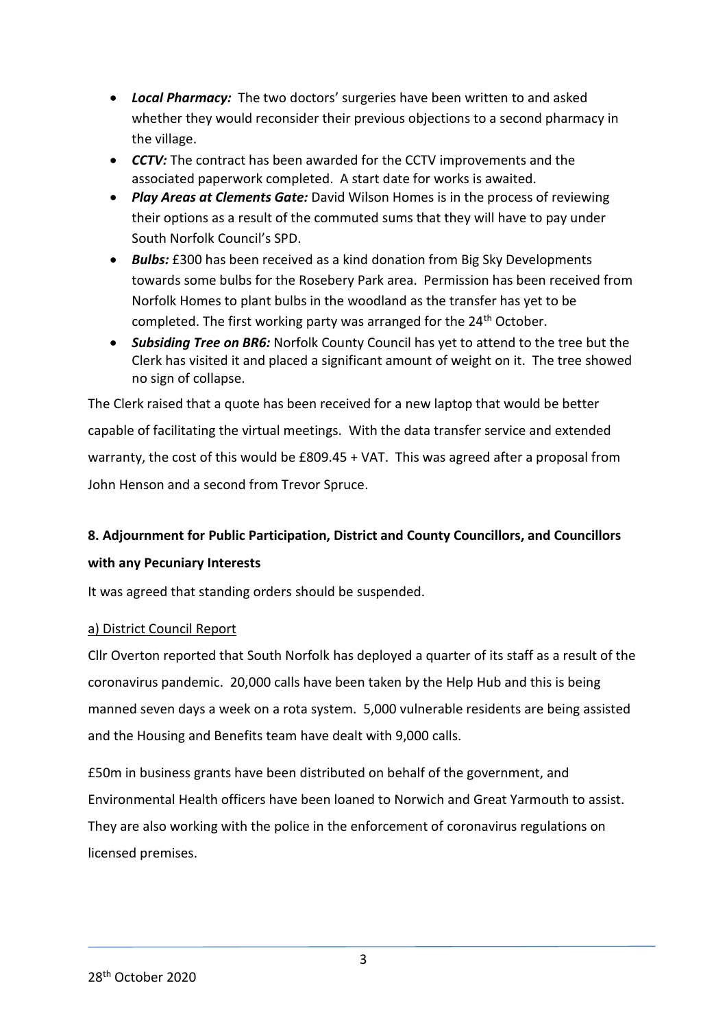- ***Local Pharmacy:*** The two doctors' surgeries have been written to and asked whether they would reconsider their previous objections to a second pharmacy in the village.
- ***CCTV:*** The contract has been awarded for the CCTV improvements and the associated paperwork completed. A start date for works is awaited.
- ***Play Areas at Clements Gate:*** David Wilson Homes is in the process of reviewing their options as a result of the commuted sums that they will have to pay under South Norfolk Council's SPD.
- ***Bulbs:*** £300 has been received as a kind donation from Big Sky Developments towards some bulbs for the Rosebery Park area. Permission has been received from Norfolk Homes to plant bulbs in the woodland as the transfer has yet to be completed. The first working party was arranged for the 24th October.
- ***Subsiding Tree on BR6:*** Norfolk County Council has yet to attend to the tree but the Clerk has visited it and placed a significant amount of weight on it. The tree showed no sign of collapse.

The Clerk raised that a quote has been received for a new laptop that would be better capable of facilitating the virtual meetings. With the data transfer service and extended warranty, the cost of this would be £809.45 + VAT. This was agreed after a proposal from John Henson and a second from Trevor Spruce.

**8. Adjournment for Public Participation, District and County Councillors, and Councillors with any Pecuniary Interests**

It was agreed that standing orders should be suspended.

a) District Council Report

Cllr Overton reported that South Norfolk has deployed a quarter of its staff as a result of the coronavirus pandemic. 20,000 calls have been taken by the Help Hub and this is being manned seven days a week on a rota system. 5,000 vulnerable residents are being assisted and the Housing and Benefits team have dealt with 9,000 calls.

£50m in business grants have been distributed on behalf of the government, and Environmental Health officers have been loaned to Norwich and Great Yarmouth to assist. They are also working with the police in the enforcement of coronavirus regulations on licensed premises.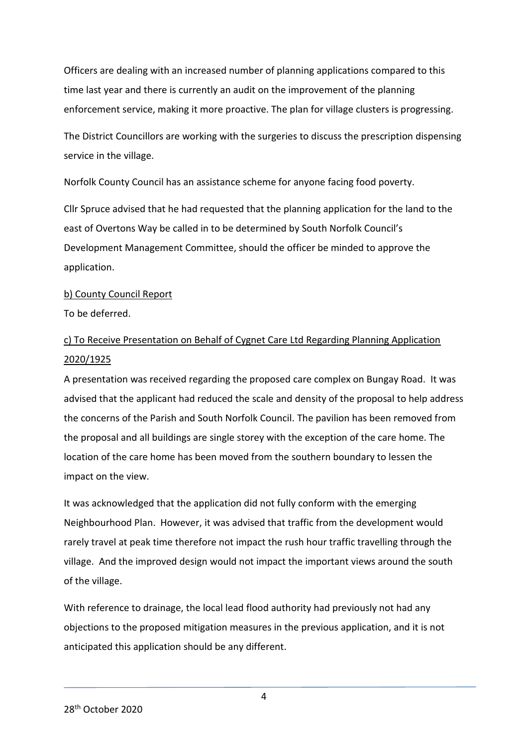Officers are dealing with an increased number of planning applications compared to this time last year and there is currently an audit on the improvement of the planning enforcement service, making it more proactive. The plan for village clusters is progressing.

The District Councillors are working with the surgeries to discuss the prescription dispensing service in the village.

Norfolk County Council has an assistance scheme for anyone facing food poverty.

Cllr Spruce advised that he had requested that the planning application for the land to the east of Overtons Way be called in to be determined by South Norfolk Council's Development Management Committee, should the officer be minded to approve the application.

b) County Council Report

To be deferred.

c) To Receive Presentation on Behalf of Cygnet Care Ltd Regarding Planning Application 2020/1925

A presentation was received regarding the proposed care complex on Bungay Road. It was advised that the applicant had reduced the scale and density of the proposal to help address the concerns of the Parish and South Norfolk Council. The pavilion has been removed from the proposal and all buildings are single storey with the exception of the care home. The location of the care home has been moved from the southern boundary to lessen the impact on the view.

It was acknowledged that the application did not fully conform with the emerging Neighbourhood Plan. However, it was advised that traffic from the development would rarely travel at peak time therefore not impact the rush hour traffic travelling through the village. And the improved design would not impact the important views around the south of the village.

With reference to drainage, the local lead flood authority had previously not had any objections to the proposed mitigation measures in the previous application, and it is not anticipated this application should be any different.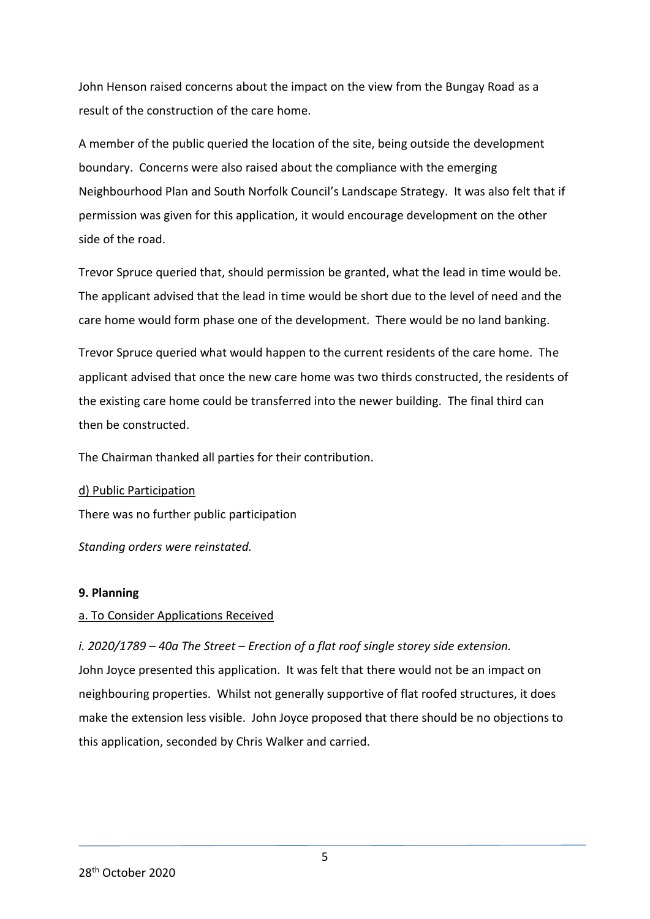John Henson raised concerns about the impact on the view from the Bungay Road as a result of the construction of the care home.

A member of the public queried the location of the site, being outside the development boundary. Concerns were also raised about the compliance with the emerging Neighbourhood Plan and South Norfolk Council's Landscape Strategy. It was also felt that if permission was given for this application, it would encourage development on the other side of the road.

Trevor Spruce queried that, should permission be granted, what the lead in time would be. The applicant advised that the lead in time would be short due to the level of need and the care home would form phase one of the development. There would be no land banking.

Trevor Spruce queried what would happen to the current residents of the care home. The applicant advised that once the new care home was two thirds constructed, the residents of the existing care home could be transferred into the newer building. The final third can then be constructed.

The Chairman thanked all parties for their contribution.

d) Public Participation

There was no further public participation

*Standing orders were reinstated.*

**9. Planning**

a. To Consider Applications Received

*i. 2020/1789 – 40a The Street – Erection of a flat roof single storey side extension.*

John Joyce presented this application. It was felt that there would not be an impact on neighbouring properties. Whilst not generally supportive of flat roofed structures, it does make the extension less visible. John Joyce proposed that there should be no objections to this application, seconded by Chris Walker and carried.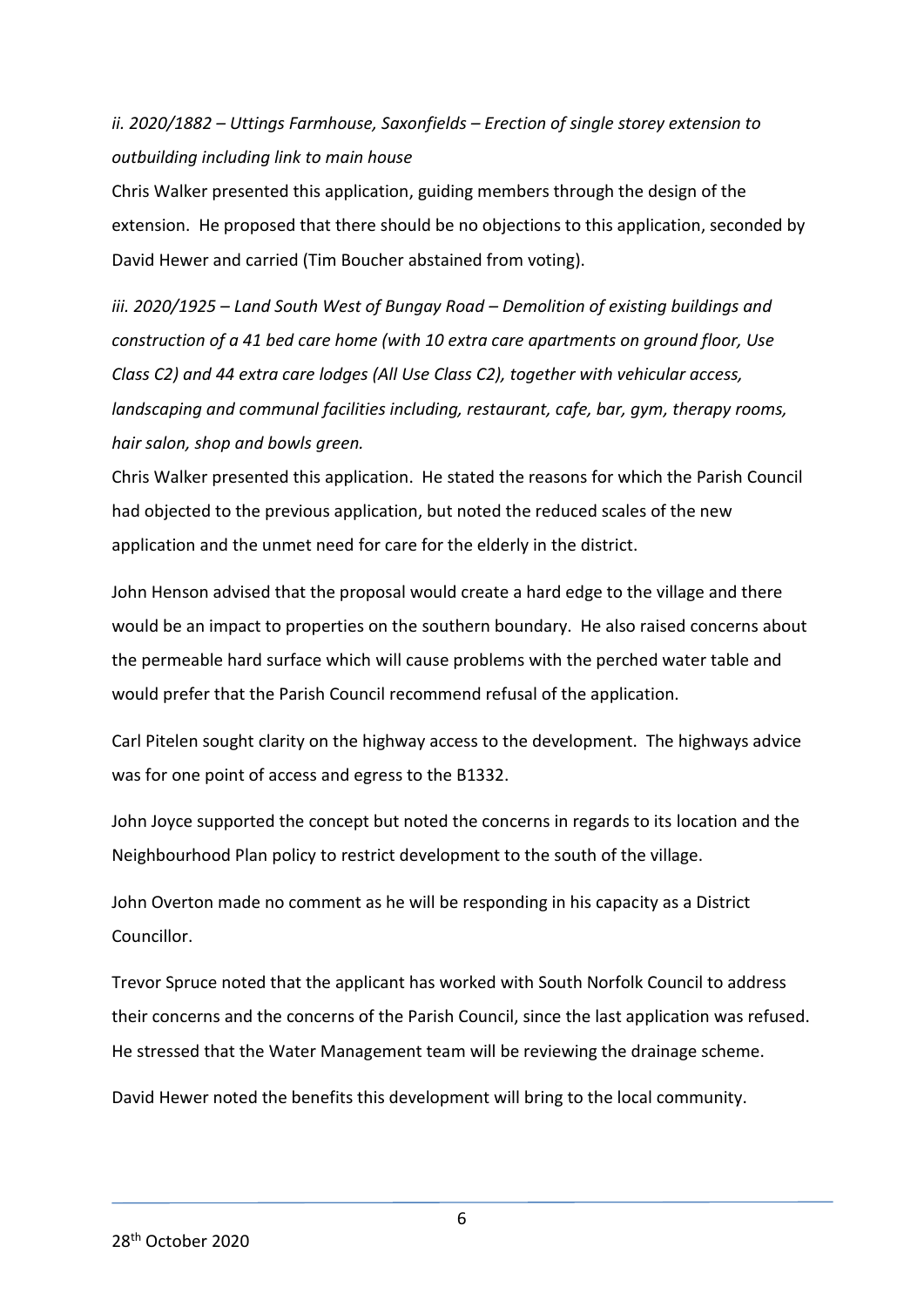*ii. 2020/1882 – Uttings Farmhouse, Saxonfields – Erection of single storey extension to outbuilding including link to main house*

Chris Walker presented this application, guiding members through the design of the extension. He proposed that there should be no objections to this application, seconded by David Hewer and carried (Tim Boucher abstained from voting).

*iii. 2020/1925 – Land South West of Bungay Road – Demolition of existing buildings and construction of a 41 bed care home (with 10 extra care apartments on ground floor, Use Class C2) and 44 extra care lodges (All Use Class C2), together with vehicular access, landscaping and communal facilities including, restaurant, cafe, bar, gym, therapy rooms, hair salon, shop and bowls green.*

Chris Walker presented this application. He stated the reasons for which the Parish Council had objected to the previous application, but noted the reduced scales of the new application and the unmet need for care for the elderly in the district.

John Henson advised that the proposal would create a hard edge to the village and there would be an impact to properties on the southern boundary. He also raised concerns about the permeable hard surface which will cause problems with the perched water table and would prefer that the Parish Council recommend refusal of the application.

Carl Pitelen sought clarity on the highway access to the development. The highways advice was for one point of access and egress to the B1332.

John Joyce supported the concept but noted the concerns in regards to its location and the Neighbourhood Plan policy to restrict development to the south of the village.

John Overton made no comment as he will be responding in his capacity as a District Councillor.

Trevor Spruce noted that the applicant has worked with South Norfolk Council to address their concerns and the concerns of the Parish Council, since the last application was refused. He stressed that the Water Management team will be reviewing the drainage scheme.

David Hewer noted the benefits this development will bring to the local community.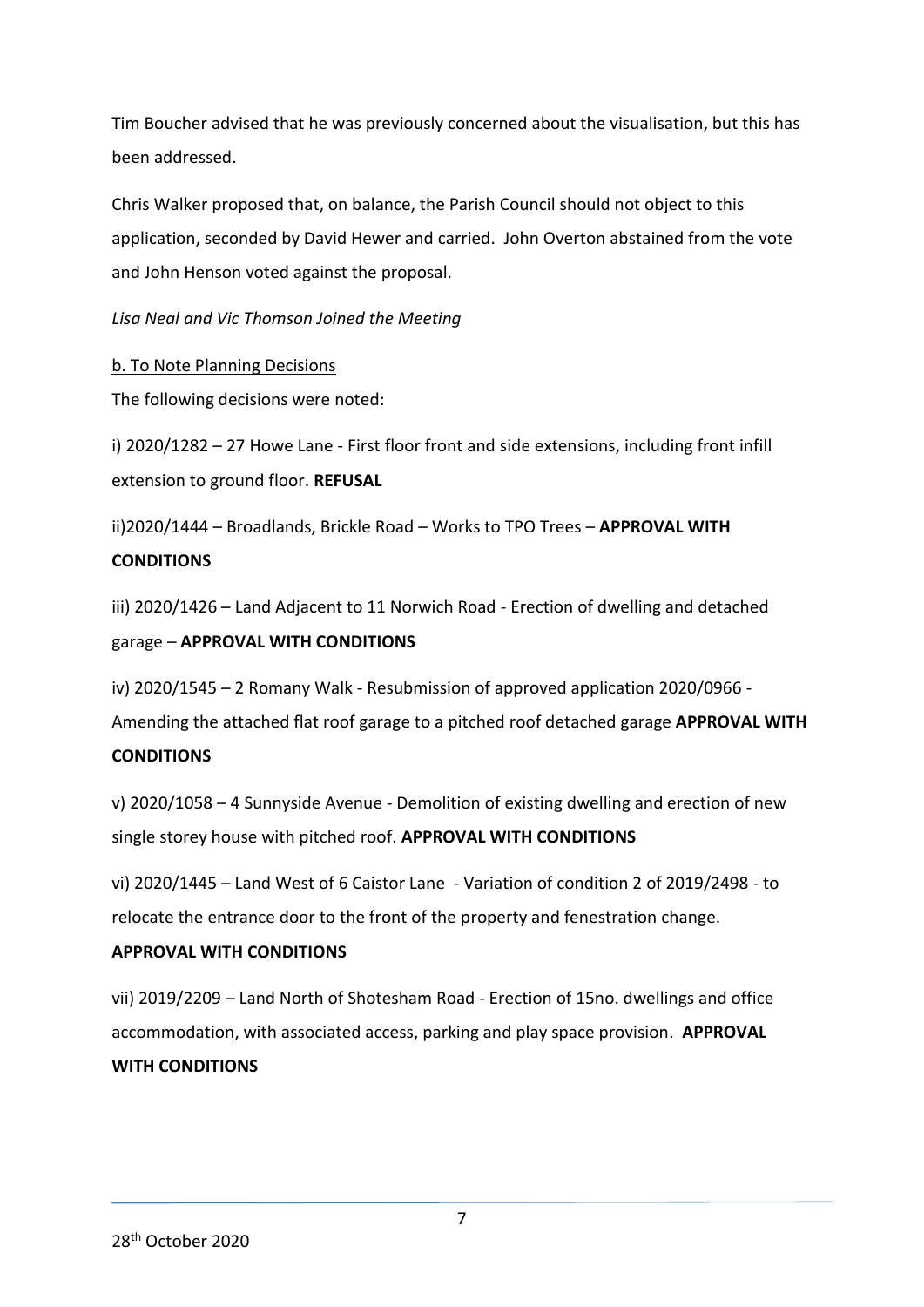Tim Boucher advised that he was previously concerned about the visualisation, but this has been addressed.

Chris Walker proposed that, on balance, the Parish Council should not object to this application, seconded by David Hewer and carried. John Overton abstained from the vote and John Henson voted against the proposal.

*Lisa Neal and Vic Thomson Joined the Meeting*

b. To Note Planning Decisions

The following decisions were noted:

i) 2020/1282 – 27 Howe Lane - First floor front and side extensions, including front infill extension to ground floor. **REFUSAL**

ii)2020/1444 – Broadlands, Brickle Road – Works to TPO Trees – **APPROVAL WITH CONDITIONS**

iii) 2020/1426 – Land Adjacent to 11 Norwich Road - Erection of dwelling and detached garage – **APPROVAL WITH CONDITIONS**

iv) 2020/1545 – 2 Romany Walk - Resubmission of approved application 2020/0966 - Amending the attached flat roof garage to a pitched roof detached garage **APPROVAL WITH CONDITIONS**

v) 2020/1058 – 4 Sunnyside Avenue - Demolition of existing dwelling and erection of new single storey house with pitched roof. **APPROVAL WITH CONDITIONS**

vi) 2020/1445 – Land West of 6 Caistor Lane - Variation of condition 2 of 2019/2498 - to relocate the entrance door to the front of the property and fenestration change.

**APPROVAL WITH CONDITIONS**

vii) 2019/2209 – Land North of Shotesham Road - Erection of 15no. dwellings and office accommodation, with associated access, parking and play space provision. **APPROVAL WITH CONDITIONS**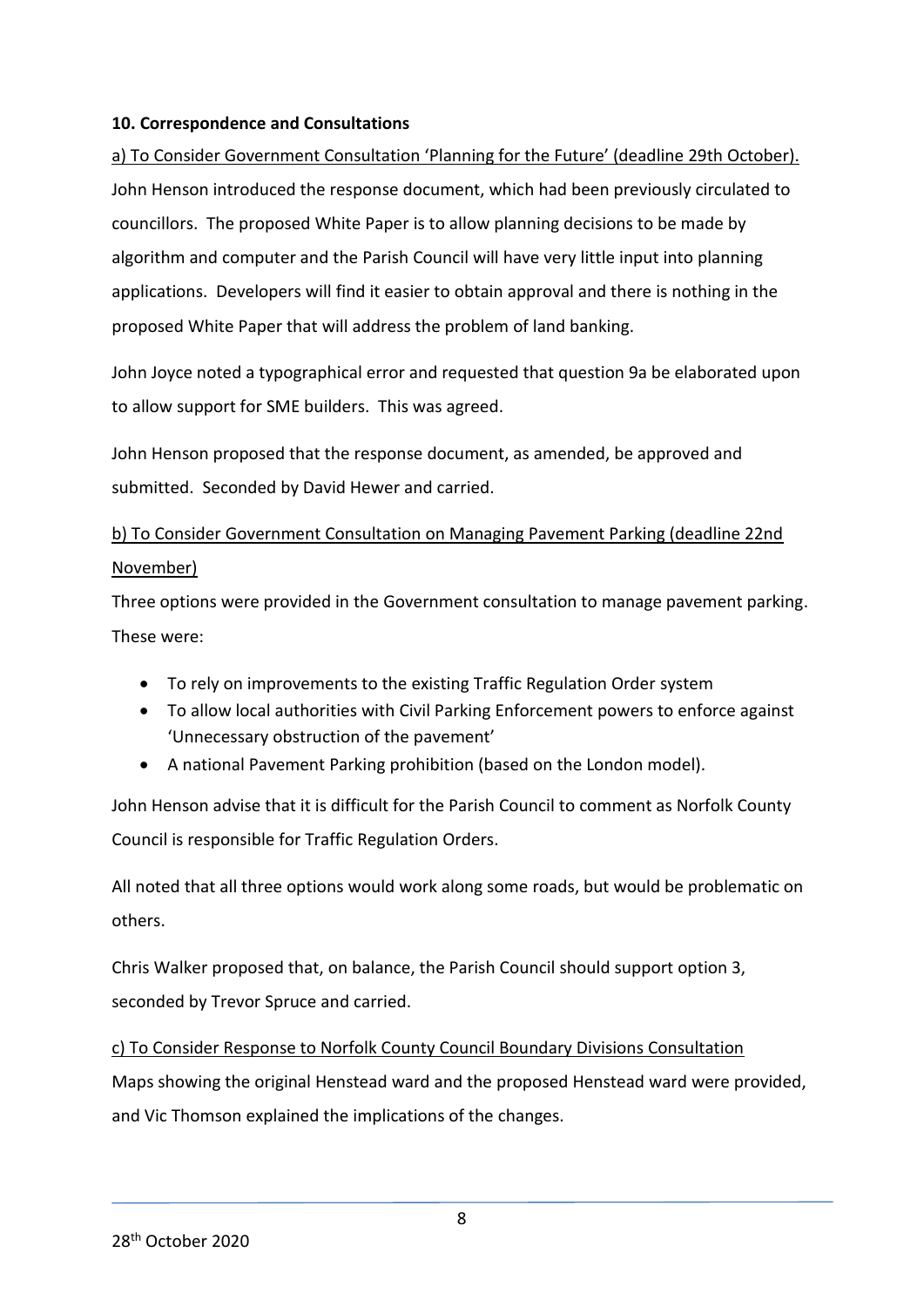**10. Correspondence and Consultations**

a) To Consider Government Consultation 'Planning for the Future' (deadline 29th October).
John Henson introduced the response document, which had been previously circulated to councillors. The proposed White Paper is to allow planning decisions to be made by algorithm and computer and the Parish Council will have very little input into planning applications. Developers will find it easier to obtain approval and there is nothing in the proposed White Paper that will address the problem of land banking.

John Joyce noted a typographical error and requested that question 9a be elaborated upon to allow support for SME builders. This was agreed.

John Henson proposed that the response document, as amended, be approved and submitted. Seconded by David Hewer and carried.

b) To Consider Government Consultation on Managing Pavement Parking (deadline 22nd November)

Three options were provided in the Government consultation to manage pavement parking. These were:

- To rely on improvements to the existing Traffic Regulation Order system
- To allow local authorities with Civil Parking Enforcement powers to enforce against 'Unnecessary obstruction of the pavement'
- A national Pavement Parking prohibition (based on the London model).

John Henson advise that it is difficult for the Parish Council to comment as Norfolk County Council is responsible for Traffic Regulation Orders.

All noted that all three options would work along some roads, but would be problematic on others.

Chris Walker proposed that, on balance, the Parish Council should support option 3, seconded by Trevor Spruce and carried.

c) To Consider Response to Norfolk County Council Boundary Divisions Consultation
Maps showing the original Henstead ward and the proposed Henstead ward were provided, and Vic Thomson explained the implications of the changes.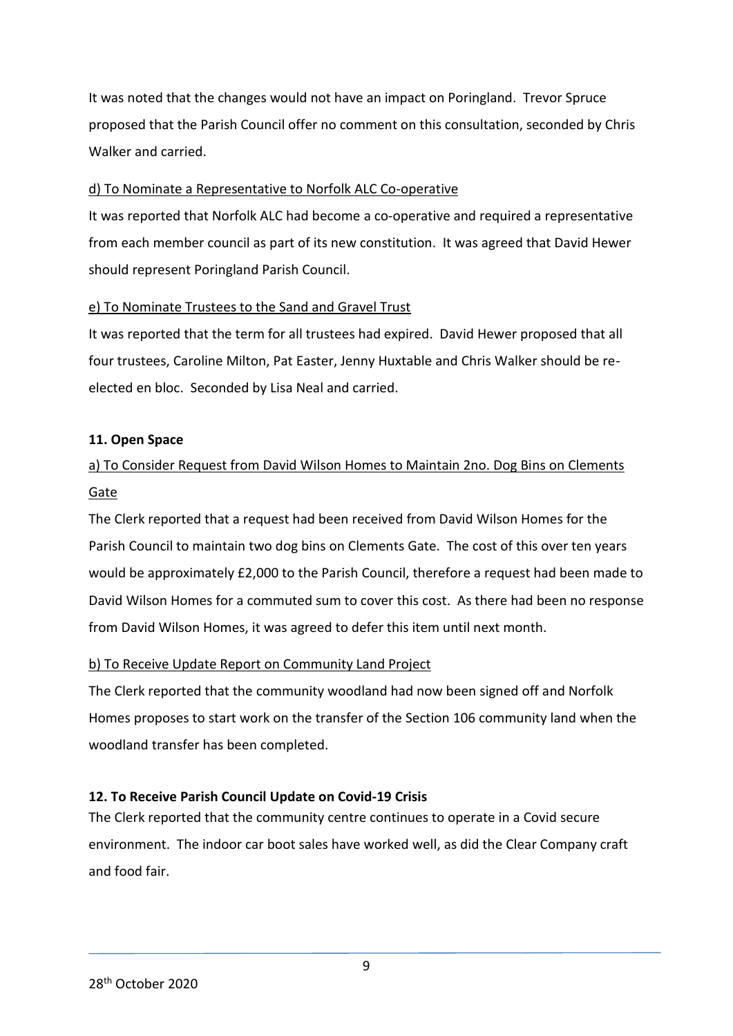It was noted that the changes would not have an impact on Poringland. Trevor Spruce proposed that the Parish Council offer no comment on this consultation, seconded by Chris Walker and carried.

<u>d) To Nominate a Representative to Norfolk ALC Co-operative</u>

It was reported that Norfolk ALC had become a co-operative and required a representative from each member council as part of its new constitution. It was agreed that David Hewer should represent Poringland Parish Council.

<u>e) To Nominate Trustees to the Sand and Gravel Trust</u>

It was reported that the term for all trustees had expired. David Hewer proposed that all four trustees, Caroline Milton, Pat Easter, Jenny Huxtable and Chris Walker should be re-elected en bloc. Seconded by Lisa Neal and carried.

**11. Open Space**

<u>a) To Consider Request from David Wilson Homes to Maintain 2no. Dog Bins on Clements Gate</u>

The Clerk reported that a request had been received from David Wilson Homes for the Parish Council to maintain two dog bins on Clements Gate. The cost of this over ten years would be approximately £2,000 to the Parish Council, therefore a request had been made to David Wilson Homes for a commuted sum to cover this cost. As there had been no response from David Wilson Homes, it was agreed to defer this item until next month.

<u>b) To Receive Update Report on Community Land Project</u>

The Clerk reported that the community woodland had now been signed off and Norfolk Homes proposes to start work on the transfer of the Section 106 community land when the woodland transfer has been completed.

**12. To Receive Parish Council Update on Covid-19 Crisis**

The Clerk reported that the community centre continues to operate in a Covid secure environment. The indoor car boot sales have worked well, as did the Clear Company craft and food fair.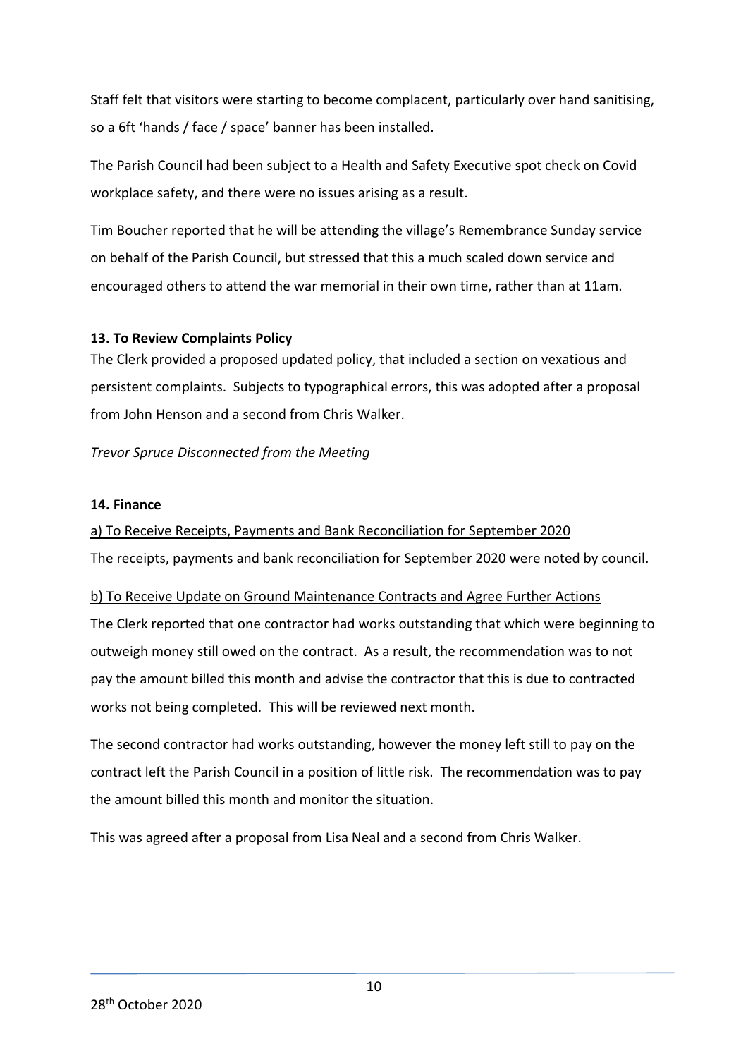Staff felt that visitors were starting to become complacent, particularly over hand sanitising, so a 6ft 'hands / face / space' banner has been installed.

The Parish Council had been subject to a Health and Safety Executive spot check on Covid workplace safety, and there were no issues arising as a result.

Tim Boucher reported that he will be attending the village's Remembrance Sunday service on behalf of the Parish Council, but stressed that this a much scaled down service and encouraged others to attend the war memorial in their own time, rather than at 11am.

**13. To Review Complaints Policy**

The Clerk provided a proposed updated policy, that included a section on vexatious and persistent complaints. Subjects to typographical errors, this was adopted after a proposal from John Henson and a second from Chris Walker.

*Trevor Spruce Disconnected from the Meeting*

**14. Finance**

<u>a) To Receive Receipts, Payments and Bank Reconciliation for September 2020</u>

The receipts, payments and bank reconciliation for September 2020 were noted by council.

<u>b) To Receive Update on Ground Maintenance Contracts and Agree Further Actions</u>

The Clerk reported that one contractor had works outstanding that which were beginning to outweigh money still owed on the contract. As a result, the recommendation was to not pay the amount billed this month and advise the contractor that this is due to contracted works not being completed. This will be reviewed next month.

The second contractor had works outstanding, however the money left still to pay on the contract left the Parish Council in a position of little risk. The recommendation was to pay the amount billed this month and monitor the situation.

This was agreed after a proposal from Lisa Neal and a second from Chris Walker.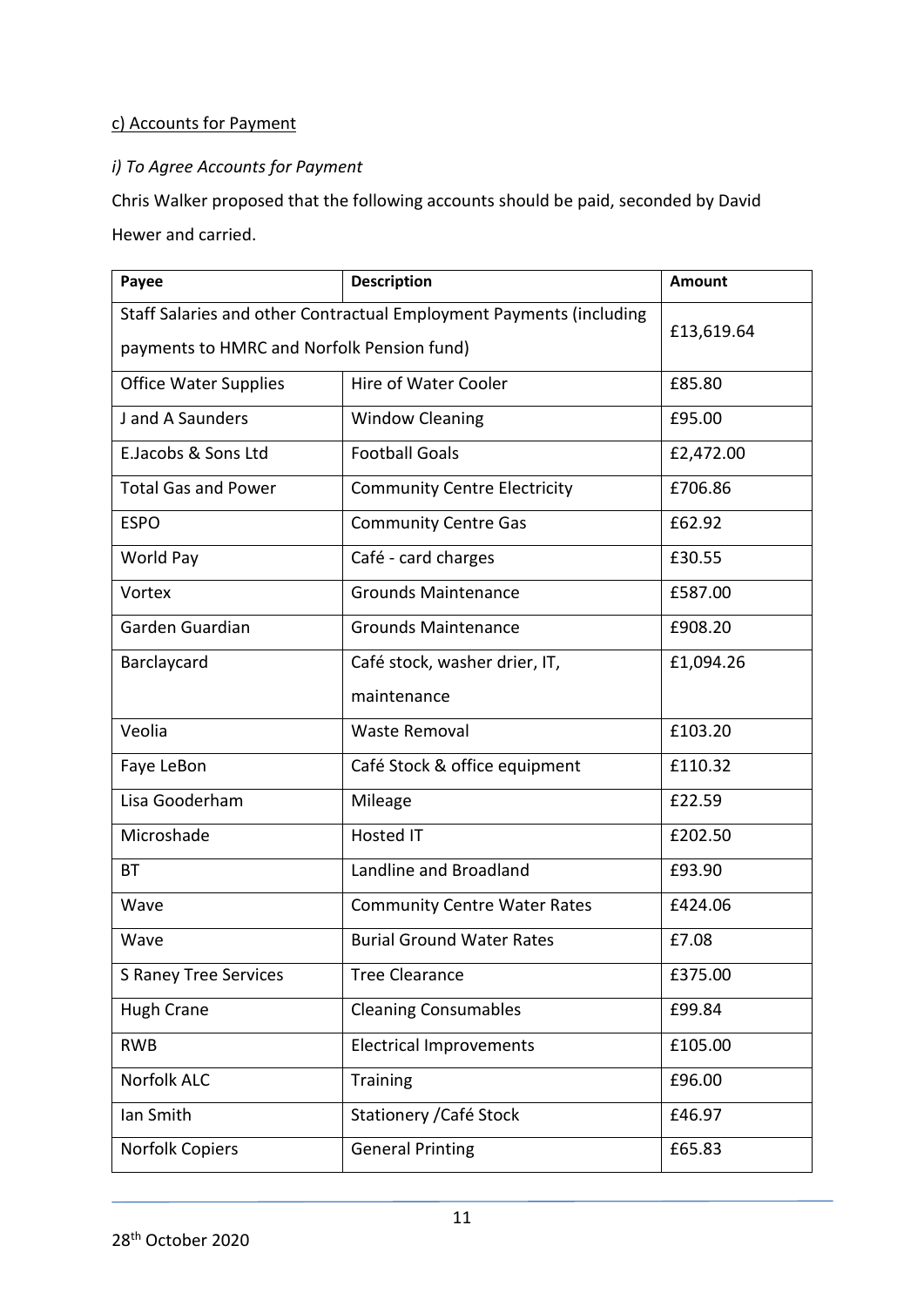c) Accounts for Payment

*i) To Agree Accounts for Payment*

Chris Walker proposed that the following accounts should be paid, seconded by David Hewer and carried.

| Payee | Description | Amount |
| --- | --- | --- |
| Staff Salaries and other Contractual Employment Payments (including payments to HMRC and Norfolk Pension fund) | | £13,619.64 |
| Office Water Supplies | Hire of Water Cooler | £85.80 |
| J and A Saunders | Window Cleaning | £95.00 |
| E.Jacobs & Sons Ltd | Football Goals | £2,472.00 |
| Total Gas and Power | Community Centre Electricity | £706.86 |
| ESPO | Community Centre Gas | £62.92 |
| World Pay | Café - card charges | £30.55 |
| Vortex | Grounds Maintenance | £587.00 |
| Garden Guardian | Grounds Maintenance | £908.20 |
| Barclaycard | Café stock, washer drier, IT, maintenance | £1,094.26 |
| Veolia | Waste Removal | £103.20 |
| Faye LeBon | Café Stock & office equipment | £110.32 |
| Lisa Gooderham | Mileage | £22.59 |
| Microshade | Hosted IT | £202.50 |
| BT | Landline and Broadland | £93.90 |
| Wave | Community Centre Water Rates | £424.06 |
| Wave | Burial Ground Water Rates | £7.08 |
| S Raney Tree Services | Tree Clearance | £375.00 |
| Hugh Crane | Cleaning Consumables | £99.84 |
| RWB | Electrical Improvements | £105.00 |
| Norfolk ALC | Training | £96.00 |
| Ian Smith | Stationery /Café Stock | £46.97 |
| Norfolk Copiers | General Printing | £65.83 |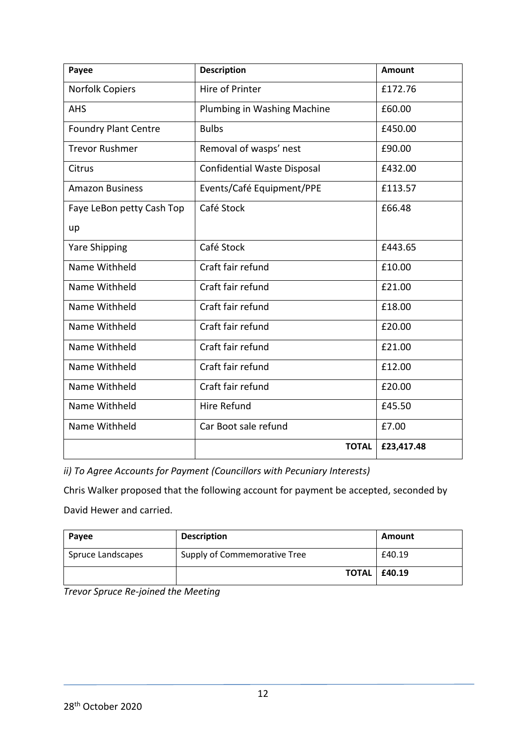| Payee | Description | Amount |
|---|---|---|
| Norfolk Copiers | Hire of Printer | £172.76 |
| AHS | Plumbing in Washing Machine | £60.00 |
| Foundry Plant Centre | Bulbs | £450.00 |
| Trevor Rushmer | Removal of wasps' nest | £90.00 |
| Citrus | Confidential Waste Disposal | £432.00 |
| Amazon Business | Events/Café Equipment/PPE | £113.57 |
| Faye LeBon petty Cash Top up | Café Stock | £66.48 |
| Yare Shipping | Café Stock | £443.65 |
| Name Withheld | Craft fair refund | £10.00 |
| Name Withheld | Craft fair refund | £21.00 |
| Name Withheld | Craft fair refund | £18.00 |
| Name Withheld | Craft fair refund | £20.00 |
| Name Withheld | Craft fair refund | £21.00 |
| Name Withheld | Craft fair refund | £12.00 |
| Name Withheld | Craft fair refund | £20.00 |
| Name Withheld | Hire Refund | £45.50 |
| Name Withheld | Car Boot sale refund | £7.00 |
| | **TOTAL** | **£23,417.48** |

*ii) To Agree Accounts for Payment (Councillors with Pecuniary Interests)*

Chris Walker proposed that the following account for payment be accepted, seconded by David Hewer and carried.

| Payee | Description | Amount |
|---|---|---|
| Spruce Landscapes | Supply of Commemorative Tree | £40.19 |
| | **TOTAL** | **£40.19** |

*Trevor Spruce Re-joined the Meeting*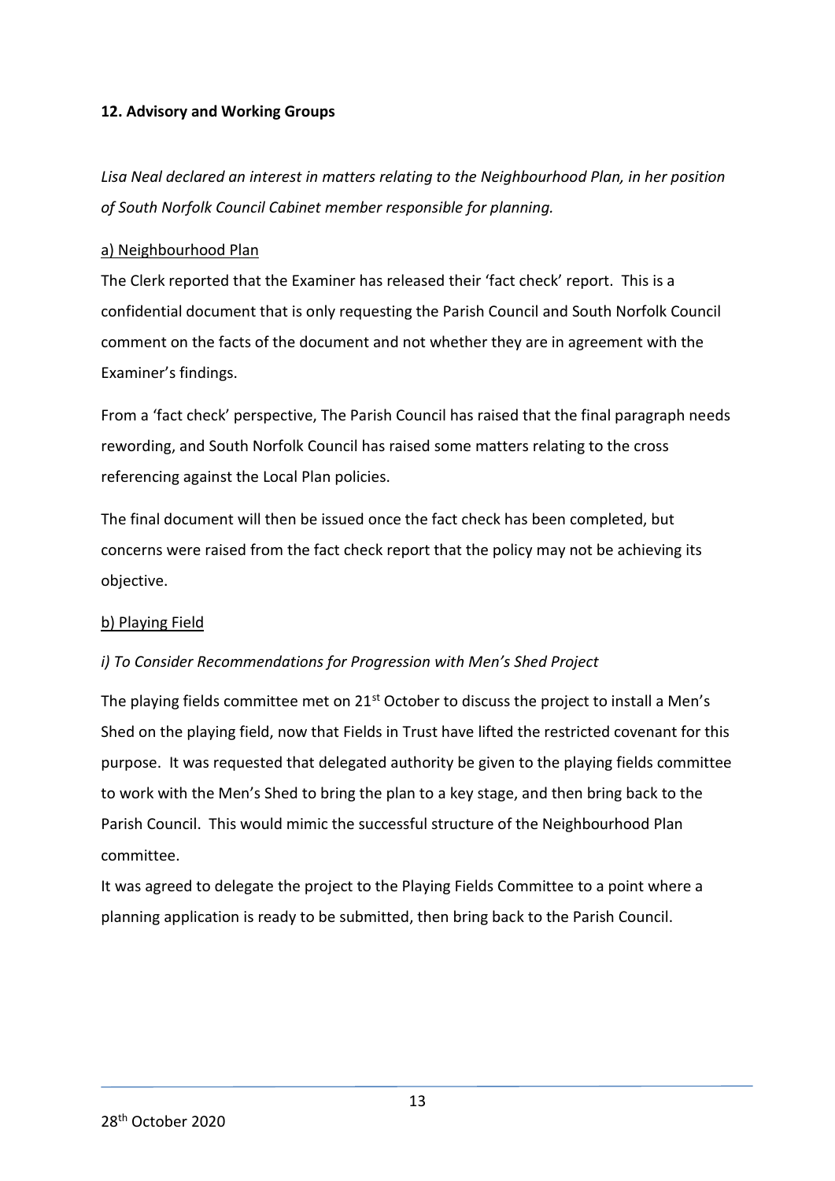## 12. Advisory and Working Groups

*Lisa Neal declared an interest in matters relating to the Neighbourhood Plan, in her position of South Norfolk Council Cabinet member responsible for planning.*

a) Neighbourhood Plan

The Clerk reported that the Examiner has released their 'fact check' report. This is a confidential document that is only requesting the Parish Council and South Norfolk Council comment on the facts of the document and not whether they are in agreement with the Examiner's findings.

From a 'fact check' perspective, The Parish Council has raised that the final paragraph needs rewording, and South Norfolk Council has raised some matters relating to the cross referencing against the Local Plan policies.

The final document will then be issued once the fact check has been completed, but concerns were raised from the fact check report that the policy may not be achieving its objective.

b) Playing Field

*i) To Consider Recommendations for Progression with Men's Shed Project*

The playing fields committee met on 21st October to discuss the project to install a Men's Shed on the playing field, now that Fields in Trust have lifted the restricted covenant for this purpose. It was requested that delegated authority be given to the playing fields committee to work with the Men's Shed to bring the plan to a key stage, and then bring back to the Parish Council. This would mimic the successful structure of the Neighbourhood Plan committee.

It was agreed to delegate the project to the Playing Fields Committee to a point where a planning application is ready to be submitted, then bring back to the Parish Council.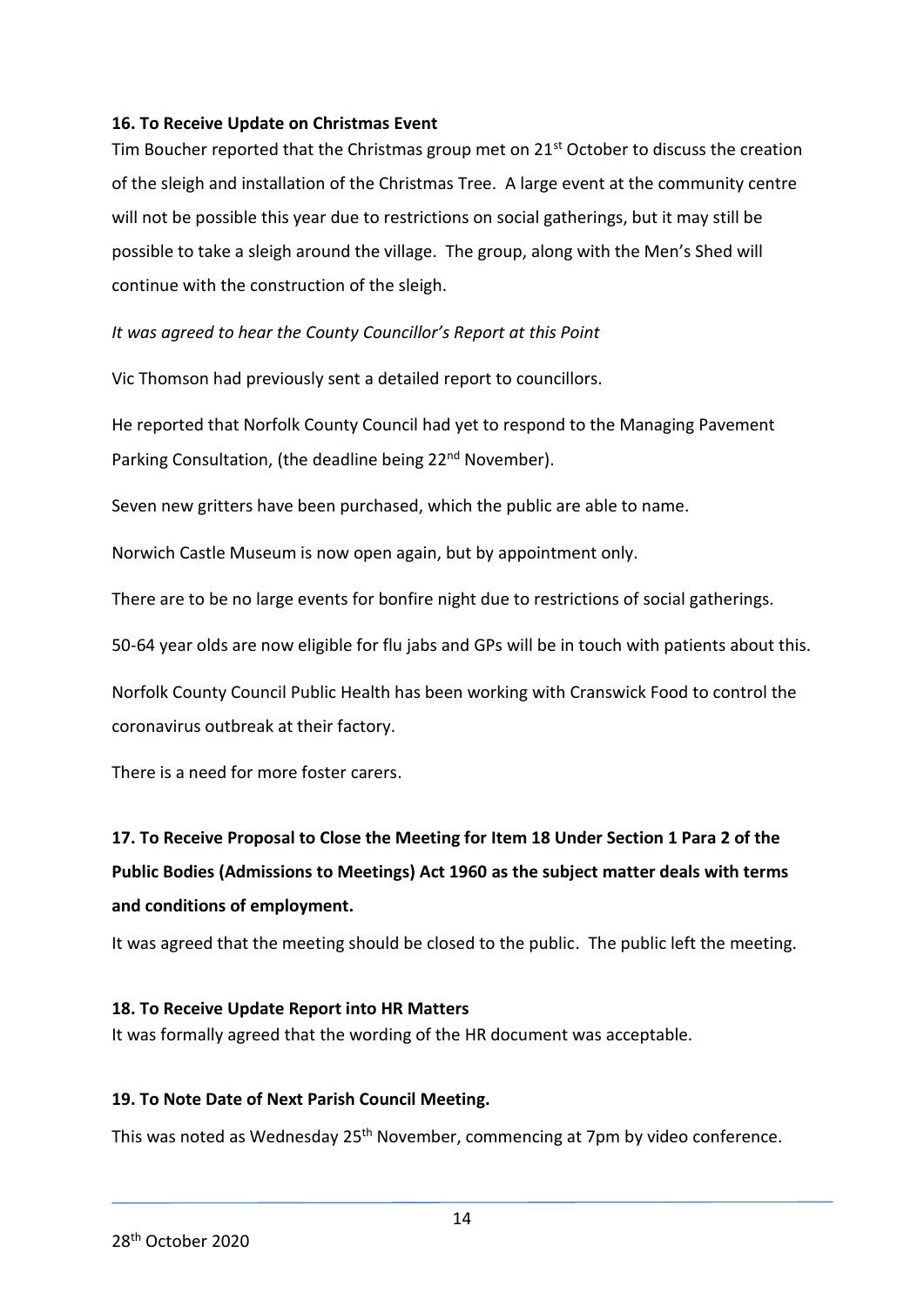**16. To Receive Update on Christmas Event**

Tim Boucher reported that the Christmas group met on 21st October to discuss the creation of the sleigh and installation of the Christmas Tree. A large event at the community centre will not be possible this year due to restrictions on social gatherings, but it may still be possible to take a sleigh around the village. The group, along with the Men's Shed will continue with the construction of the sleigh.

*It was agreed to hear the County Councillor's Report at this Point*

Vic Thomson had previously sent a detailed report to councillors.

He reported that Norfolk County Council had yet to respond to the Managing Pavement Parking Consultation, (the deadline being 22nd November).

Seven new gritters have been purchased, which the public are able to name.

Norwich Castle Museum is now open again, but by appointment only.

There are to be no large events for bonfire night due to restrictions of social gatherings.

50-64 year olds are now eligible for flu jabs and GPs will be in touch with patients about this.

Norfolk County Council Public Health has been working with Cranswick Food to control the coronavirus outbreak at their factory.

There is a need for more foster carers.

**17. To Receive Proposal to Close the Meeting for Item 18 Under Section 1 Para 2 of the Public Bodies (Admissions to Meetings) Act 1960 as the subject matter deals with terms and conditions of employment.**

It was agreed that the meeting should be closed to the public. The public left the meeting.

**18. To Receive Update Report into HR Matters**

It was formally agreed that the wording of the HR document was acceptable.

**19. To Note Date of Next Parish Council Meeting.**

This was noted as Wednesday 25th November, commencing at 7pm by video conference.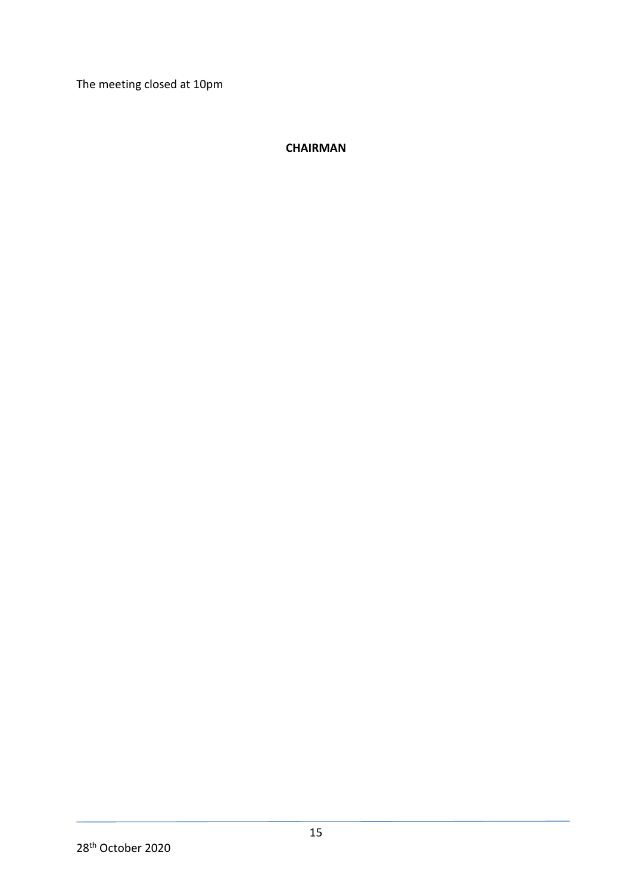The meeting closed at 10pm

**CHAIRMAN**